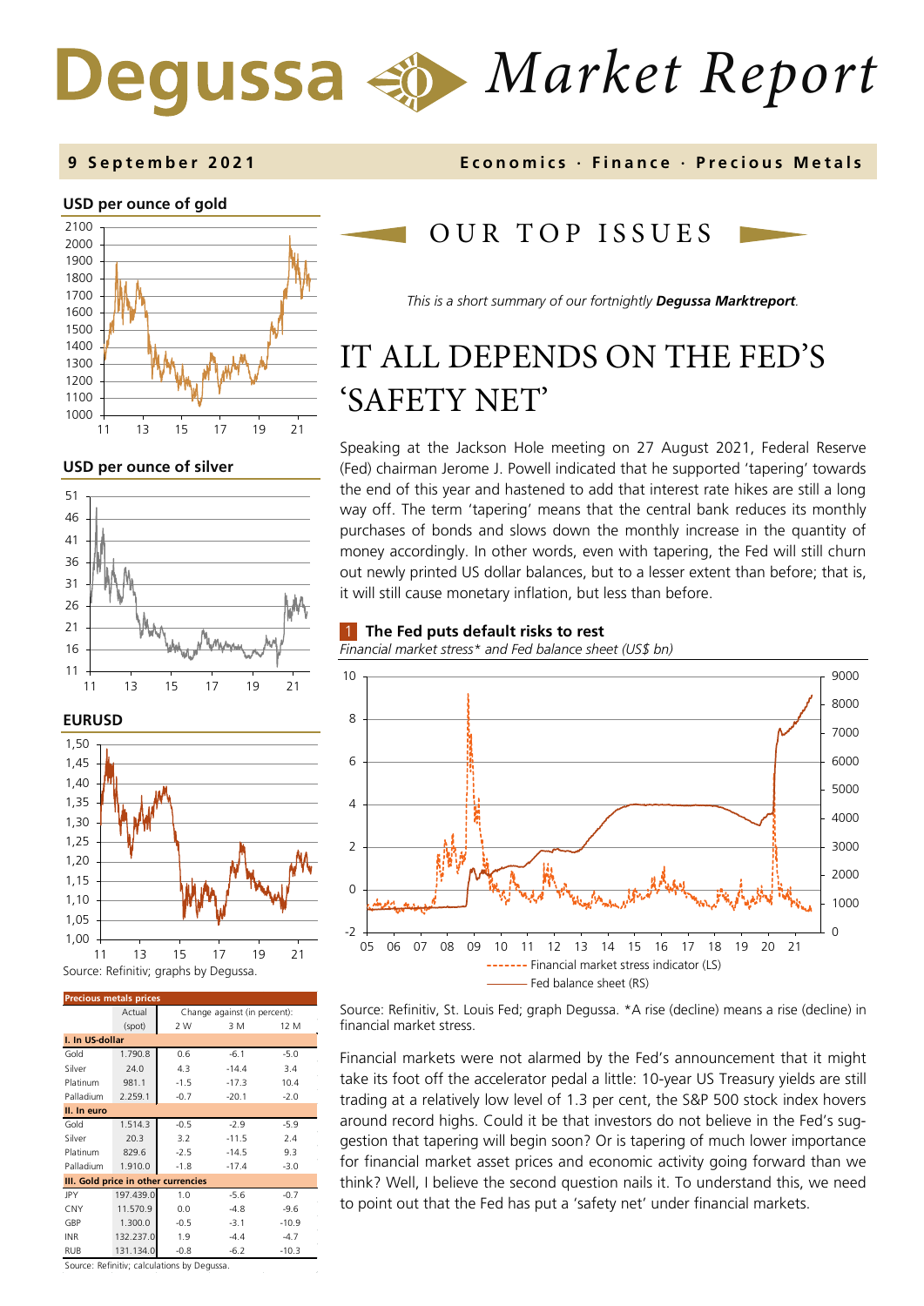# Degussa Market Report

**9 September 2021** — Economics · Finance · Precious Metals

**USD per ounce of gold**

**USD per ounce of silver**

**EURUSD**

Source: Refinitiv; graphs by Degussa.

| Precious metals prices | Actual | Change against (in percent): | | |
|---|---|---|---|---|
| | (spot) | 2 W | 3 M | 12 M |
| **I. In US-dollar** | | | | |
| Gold | 1.790.8 | 0.6 | -6.1 | -5.0 |
| Silver | 24.0 | 4.3 | -14.4 | 3.4 |
| Platinum | 981.1 | -1.5 | -17.3 | 10.4 |
| Palladium | 2.259.1 | -0.7 | -20.1 | -2.0 |
| **II. In euro** | | | | |
| Gold | 1.514.3 | -0.5 | -2.9 | -5.9 |
| Silver | 20.3 | 3.2 | -11.5 | 2.4 |
| Platinum | 829.6 | -2.5 | -14.5 | 9.3 |
| Palladium | 1.910.0 | -1.8 | -17.4 | -3.0 |
| **III. Gold price in other currencies** | | | | |
| JPY | 197.439.0 | 1.0 | -5.6 | -0.7 |
| CNY | 11.570.9 | 0.0 | -4.8 | -9.6 |
| GBP | 1.300.0 | -0.5 | -3.1 | -10.9 |
| INR | 132.237.0 | 1.9 | -4.4 | -4.7 |
| RUB | 131.134.0 | -0.8 | -6.2 | -10.3 |

Source: Refinitiv; calculations by Degussa.

## OUR TOP ISSUES

*This is a short summary of our fortnightly **Degussa Marktreport**.*

# IT ALL DEPENDS ON THE FED'S 'SAFETY NET'

Speaking at the Jackson Hole meeting on 27 August 2021, Federal Reserve (Fed) chairman Jerome J. Powell indicated that he supported 'tapering' towards the end of this year and hastened to add that interest rate hikes are still a long way off. The term 'tapering' means that the central bank reduces its monthly purchases of bonds and slows down the monthly increase in the quantity of money accordingly. In other words, even with tapering, the Fed will still churn out newly printed US dollar balances, but to a lesser extent than before; that is, it will still cause monetary inflation, but less than before.

**1 The Fed puts default risks to rest**

*Financial market stress\* and Fed balance sheet (US$ bn)*

Source: Refinitiv, St. Louis Fed; graph Degussa. \*A rise (decline) means a rise (decline) in financial market stress.

Financial markets were not alarmed by the Fed's announcement that it might take its foot off the accelerator pedal a little: 10-year US Treasury yields are still trading at a relatively low level of 1.3 per cent, the S&P 500 stock index hovers around record highs. Could it be that investors do not believe in the Fed's suggestion that tapering will begin soon? Or is tapering of much lower importance for financial market asset prices and economic activity going forward than we think? Well, I believe the second question nails it. To understand this, we need to point out that the Fed has put a 'safety net' under financial markets.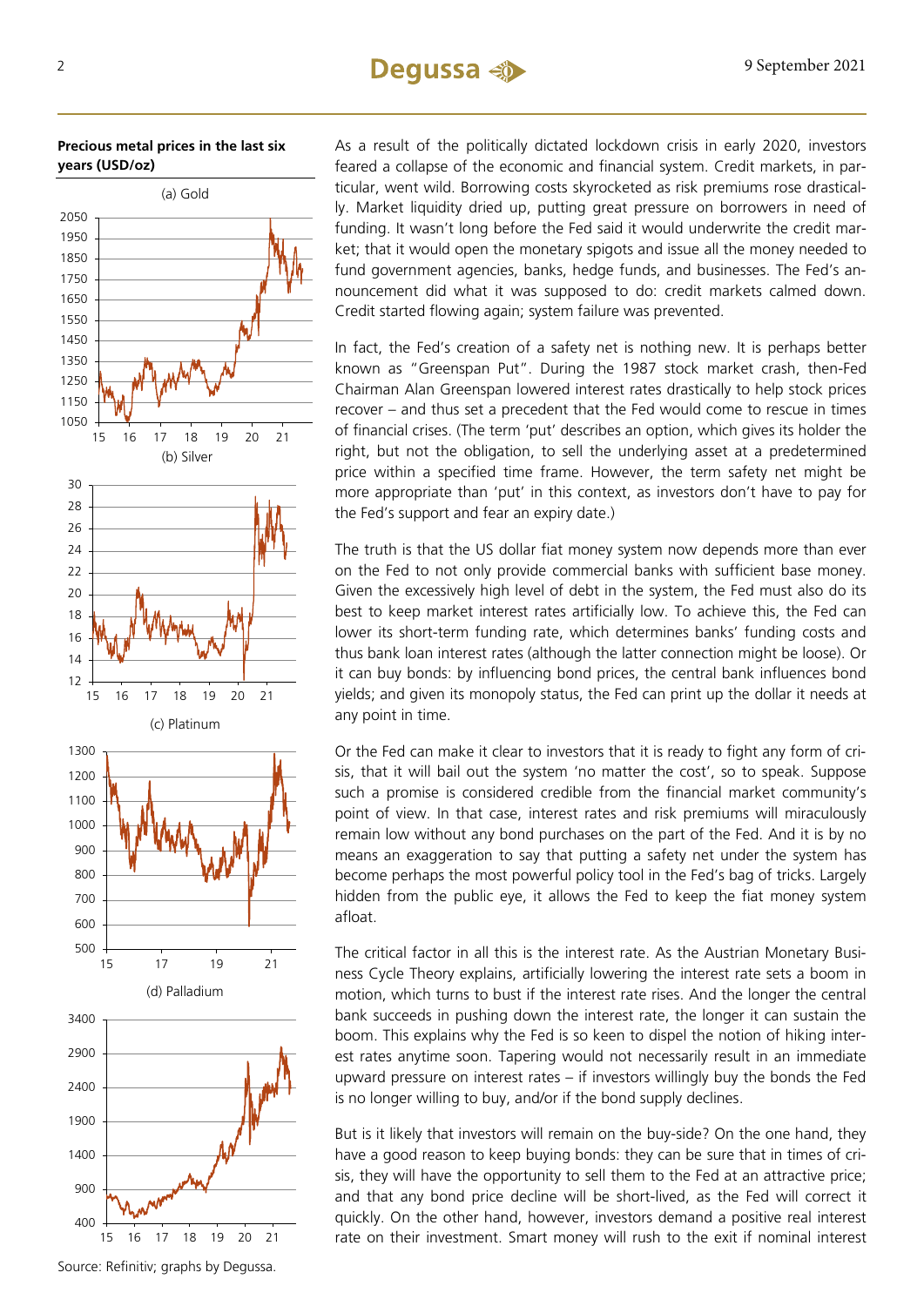**Precious metal prices in the last six years (USD/oz)**

(a) Gold

(b) Silver

(c) Platinum

(d) Palladium

Source: Refinitiv; graphs by Degussa.

As a result of the politically dictated lockdown crisis in early 2020, investors feared a collapse of the economic and financial system. Credit markets, in particular, went wild. Borrowing costs skyrocketed as risk premiums rose drastically. Market liquidity dried up, putting great pressure on borrowers in need of funding. It wasn't long before the Fed said it would underwrite the credit market; that it would open the monetary spigots and issue all the money needed to fund government agencies, banks, hedge funds, and businesses. The Fed's announcement did what it was supposed to do: credit markets calmed down. Credit started flowing again; system failure was prevented.

In fact, the Fed's creation of a safety net is nothing new. It is perhaps better known as "Greenspan Put". During the 1987 stock market crash, then-Fed Chairman Alan Greenspan lowered interest rates drastically to help stock prices recover – and thus set a precedent that the Fed would come to rescue in times of financial crises. (The term 'put' describes an option, which gives its holder the right, but not the obligation, to sell the underlying asset at a predetermined price within a specified time frame. However, the term safety net might be more appropriate than 'put' in this context, as investors don't have to pay for the Fed's support and fear an expiry date.)

The truth is that the US dollar fiat money system now depends more than ever on the Fed to not only provide commercial banks with sufficient base money. Given the excessively high level of debt in the system, the Fed must also do its best to keep market interest rates artificially low. To achieve this, the Fed can lower its short-term funding rate, which determines banks' funding costs and thus bank loan interest rates (although the latter connection might be loose). Or it can buy bonds: by influencing bond prices, the central bank influences bond yields; and given its monopoly status, the Fed can print up the dollar it needs at any point in time.

Or the Fed can make it clear to investors that it is ready to fight any form of crisis, that it will bail out the system 'no matter the cost', so to speak. Suppose such a promise is considered credible from the financial market community's point of view. In that case, interest rates and risk premiums will miraculously remain low without any bond purchases on the part of the Fed. And it is by no means an exaggeration to say that putting a safety net under the system has become perhaps the most powerful policy tool in the Fed's bag of tricks. Largely hidden from the public eye, it allows the Fed to keep the fiat money system afloat.

The critical factor in all this is the interest rate. As the Austrian Monetary Business Cycle Theory explains, artificially lowering the interest rate sets a boom in motion, which turns to bust if the interest rate rises. And the longer the central bank succeeds in pushing down the interest rate, the longer it can sustain the boom. This explains why the Fed is so keen to dispel the notion of hiking interest rates anytime soon. Tapering would not necessarily result in an immediate upward pressure on interest rates – if investors willingly buy the bonds the Fed is no longer willing to buy, and/or if the bond supply declines.

But is it likely that investors will remain on the buy-side? On the one hand, they have a good reason to keep buying bonds: they can be sure that in times of crisis, they will have the opportunity to sell them to the Fed at an attractive price; and that any bond price decline will be short-lived, as the Fed will correct it quickly. On the other hand, however, investors demand a positive real interest rate on their investment. Smart money will rush to the exit if nominal interest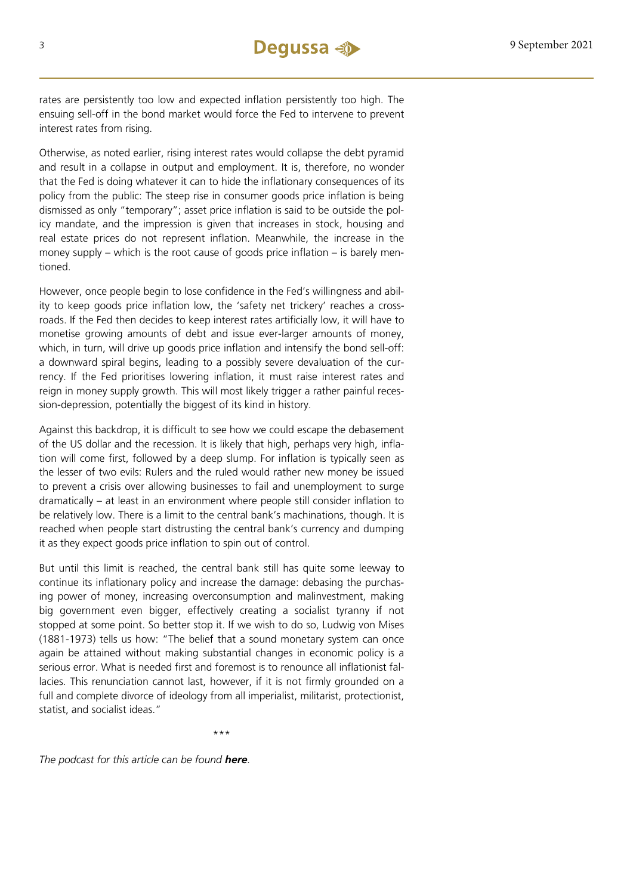rates are persistently too low and expected inflation persistently too high. The ensuing sell-off in the bond market would force the Fed to intervene to prevent interest rates from rising.

Otherwise, as noted earlier, rising interest rates would collapse the debt pyramid and result in a collapse in output and employment. It is, therefore, no wonder that the Fed is doing whatever it can to hide the inflationary consequences of its policy from the public: The steep rise in consumer goods price inflation is being dismissed as only "temporary"; asset price inflation is said to be outside the policy mandate, and the impression is given that increases in stock, housing and real estate prices do not represent inflation. Meanwhile, the increase in the money supply – which is the root cause of goods price inflation – is barely mentioned.

However, once people begin to lose confidence in the Fed's willingness and ability to keep goods price inflation low, the 'safety net trickery' reaches a crossroads. If the Fed then decides to keep interest rates artificially low, it will have to monetise growing amounts of debt and issue ever-larger amounts of money, which, in turn, will drive up goods price inflation and intensify the bond sell-off: a downward spiral begins, leading to a possibly severe devaluation of the currency. If the Fed prioritises lowering inflation, it must raise interest rates and reign in money supply growth. This will most likely trigger a rather painful recession-depression, potentially the biggest of its kind in history.

Against this backdrop, it is difficult to see how we could escape the debasement of the US dollar and the recession. It is likely that high, perhaps very high, inflation will come first, followed by a deep slump. For inflation is typically seen as the lesser of two evils: Rulers and the ruled would rather new money be issued to prevent a crisis over allowing businesses to fail and unemployment to surge dramatically – at least in an environment where people still consider inflation to be relatively low. There is a limit to the central bank's machinations, though. It is reached when people start distrusting the central bank's currency and dumping it as they expect goods price inflation to spin out of control.

But until this limit is reached, the central bank still has quite some leeway to continue its inflationary policy and increase the damage: debasing the purchasing power of money, increasing overconsumption and malinvestment, making big government even bigger, effectively creating a socialist tyranny if not stopped at some point. So better stop it. If we wish to do so, Ludwig von Mises (1881-1973) tells us how: "The belief that a sound monetary system can once again be attained without making substantial changes in economic policy is a serious error. What is needed first and foremost is to renounce all inflationist fallacies. This renunciation cannot last, however, if it is not firmly grounded on a full and complete divorce of ideology from all imperialist, militarist, protectionist, statist, and socialist ideas."

***

*The podcast for this article can be found **here**.*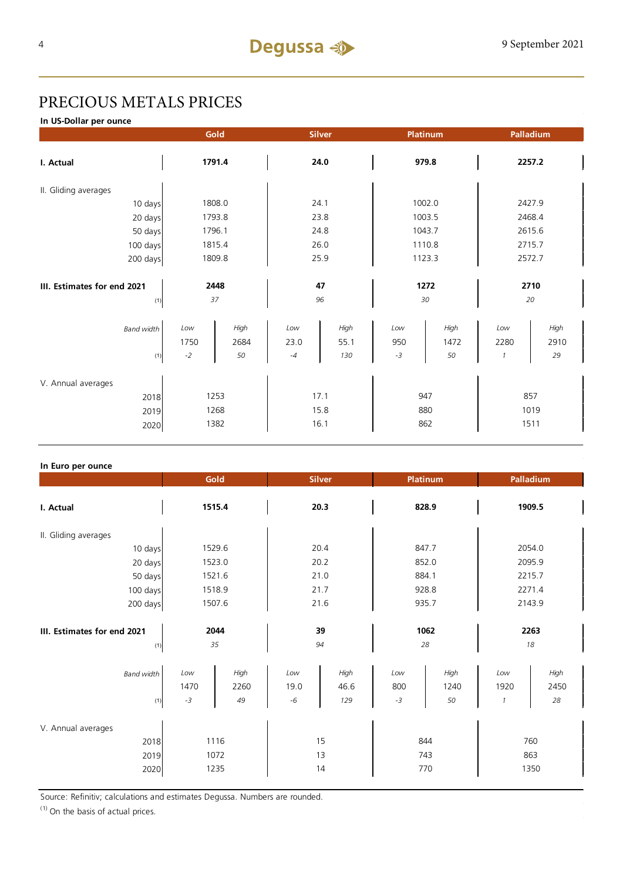# PRECIOUS METALS PRICES

**In US-Dollar per ounce**

| | Gold | | Silver | | Platinum | | Palladium | |
|---|---|---|---|---|---|---|---|---|
| **I. Actual** | **1791.4** | | **24.0** | | **979.8** | | **2257.2** | |
| II. Gliding averages | | | | | | | | |
| 10 days | 1808.0 | | 24.1 | | 1002.0 | | 2427.9 | |
| 20 days | 1793.8 | | 23.8 | | 1003.5 | | 2468.4 | |
| 50 days | 1796.1 | | 24.8 | | 1043.7 | | 2615.6 | |
| 100 days | 1815.4 | | 26.0 | | 1110.8 | | 2715.7 | |
| 200 days | 1809.8 | | 25.9 | | 1123.3 | | 2572.7 | |
| **III. Estimates for end 2021** | **2448** | | **47** | | **1272** | | **2710** | |
| (1) | *37* | | *96* | | *30* | | *20* | |
| *Band width* | *Low* | *High* | *Low* | *High* | *Low* | *High* | *Low* | *High* |
| | 1750 | 2684 | 23.0 | 55.1 | 950 | 1472 | 2280 | 2910 |
| (1) | *-2* | *50* | *-4* | *130* | *-3* | *50* | *1* | *29* |
| V. Annual averages | | | | | | | | |
| 2018 | 1253 | | 17.1 | | 947 | | 857 | |
| 2019 | 1268 | | 15.8 | | 880 | | 1019 | |
| 2020 | 1382 | | 16.1 | | 862 | | 1511 | |

**In Euro per ounce**

| | Gold | | Silver | | Platinum | | Palladium | |
|---|---|---|---|---|---|---|---|---|
| **I. Actual** | **1515.4** | | **20.3** | | **828.9** | | **1909.5** | |
| II. Gliding averages | | | | | | | | |
| 10 days | 1529.6 | | 20.4 | | 847.7 | | 2054.0 | |
| 20 days | 1523.0 | | 20.2 | | 852.0 | | 2095.9 | |
| 50 days | 1521.6 | | 21.0 | | 884.1 | | 2215.7 | |
| 100 days | 1518.9 | | 21.7 | | 928.8 | | 2271.4 | |
| 200 days | 1507.6 | | 21.6 | | 935.7 | | 2143.9 | |
| **III. Estimates for end 2021** | **2044** | | **39** | | **1062** | | **2263** | |
| (1) | *35* | | *94* | | *28* | | *18* | |
| *Band width* | *Low* | *High* | *Low* | *High* | *Low* | *High* | *Low* | *High* |
| | 1470 | 2260 | 19.0 | 46.6 | 800 | 1240 | 1920 | 2450 |
| (1) | *-3* | *49* | *-6* | *129* | *-3* | *50* | *1* | *28* |
| V. Annual averages | | | | | | | | |
| 2018 | 1116 | | 15 | | 844 | | 760 | |
| 2019 | 1072 | | 13 | | 743 | | 863 | |
| 2020 | 1235 | | 14 | | 770 | | 1350 | |

Source: Refinitiv; calculations and estimates Degussa. Numbers are rounded.

(1) On the basis of actual prices.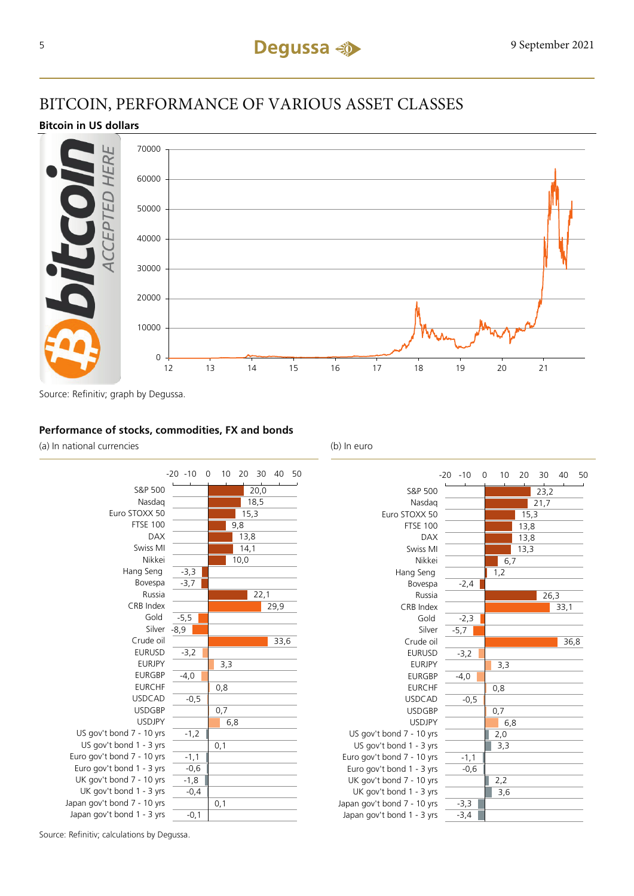# BITCOIN, PERFORMANCE OF VARIOUS ASSET CLASSES

**Bitcoin in US dollars**

Source: Refinitiv; graph by Degussa.

**Performance of stocks, commodities, FX and bonds**

| | (a) In national currencies | (b) In euro |
|---|---|---|
| S&P 500 | 20,0 | 23,2 |
| Nasdaq | 18,5 | 21,7 |
| Euro STOXX 50 | 15,3 | 15,3 |
| FTSE 100 | 9,8 | 13,8 |
| DAX | 13,8 | 13,8 |
| Swiss MI | 14,1 | 13,3 |
| Nikkei | 10,0 | 6,7 |
| Hang Seng | -3,3 | 1,2 |
| Bovespa | -3,7 | -2,4 |
| Russia | 22,1 | 26,3 |
| CRB Index | 29,9 | 33,1 |
| Gold | -5,5 | -2,3 |
| Silver | -8,9 | -5,7 |
| Crude oil | 33,6 | 36,8 |
| EURUSD | -3,2 | -3,2 |
| EURJPY | 3,3 | 3,3 |
| EURGBP | -4,0 | -4,0 |
| EURCHF | 0,8 | 0,8 |
| USDCAD | -0,5 | -0,5 |
| USDGBP | 0,7 | 0,7 |
| USDJPY | 6,8 | 6,8 |
| US gov't bond 7 - 10 yrs | -1,2 | 2,0 |
| US gov't bond 1 - 3 yrs | 0,1 | 3,3 |
| Euro gov't bond 7 - 10 yrs | -1,1 | -1,1 |
| Euro gov't bond 1 - 3 yrs | -0,6 | -0,6 |
| UK gov't bond 7 - 10 yrs | -1,8 | 2,2 |
| UK gov't bond 1 - 3 yrs | -0,4 | 3,6 |
| Japan gov't bond 7 - 10 yrs | 0,1 | -3,3 |
| Japan gov't bond 1 - 3 yrs | -0,1 | -3,4 |

Source: Refinitiv; calculations by Degussa.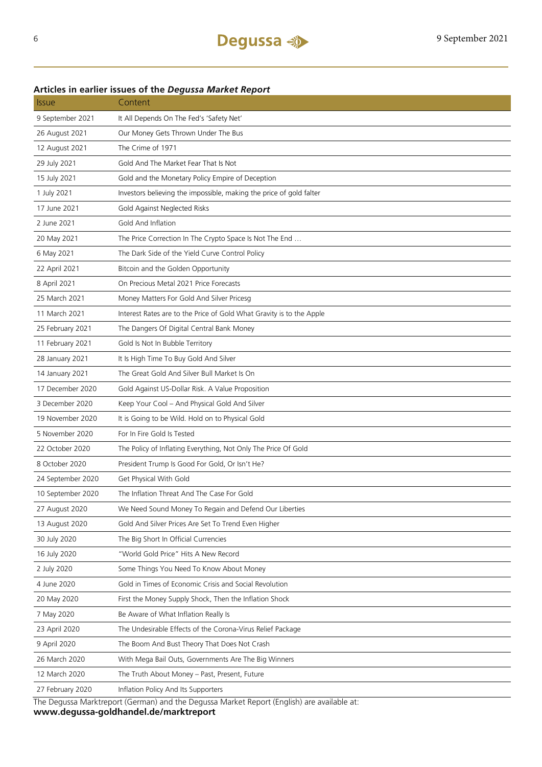**Articles in earlier issues of the *Degussa Market Report***

| Issue | Content |
|---|---|
| 9 September 2021 | It All Depends On The Fed's 'Safety Net' |
| 26 August 2021 | Our Money Gets Thrown Under The Bus |
| 12 August 2021 | The Crime of 1971 |
| 29 July 2021 | Gold And The Market Fear That Is Not |
| 15 July 2021 | Gold and the Monetary Policy Empire of Deception |
| 1 July 2021 | Investors believing the impossible, making the price of gold falter |
| 17 June 2021 | Gold Against Neglected Risks |
| 2 June 2021 | Gold And Inflation |
| 20 May 2021 | The Price Correction In The Crypto Space Is Not The End … |
| 6 May 2021 | The Dark Side of the Yield Curve Control Policy |
| 22 April 2021 | Bitcoin and the Golden Opportunity |
| 8 April 2021 | On Precious Metal 2021 Price Forecasts |
| 25 March 2021 | Money Matters For Gold And Silver Pricesg |
| 11 March 2021 | Interest Rates are to the Price of Gold What Gravity is to the Apple |
| 25 February 2021 | The Dangers Of Digital Central Bank Money |
| 11 February 2021 | Gold Is Not In Bubble Territory |
| 28 January 2021 | It Is High Time To Buy Gold And Silver |
| 14 January 2021 | The Great Gold And Silver Bull Market Is On |
| 17 December 2020 | Gold Against US-Dollar Risk. A Value Proposition |
| 3 December 2020 | Keep Your Cool – And Physical Gold And Silver |
| 19 November 2020 | It is Going to be Wild. Hold on to Physical Gold |
| 5 November 2020 | For In Fire Gold Is Tested |
| 22 October 2020 | The Policy of Inflating Everything, Not Only The Price Of Gold |
| 8 October 2020 | President Trump Is Good For Gold, Or Isn't He? |
| 24 September 2020 | Get Physical With Gold |
| 10 September 2020 | The Inflation Threat And The Case For Gold |
| 27 August 2020 | We Need Sound Money To Regain and Defend Our Liberties |
| 13 August 2020 | Gold And Silver Prices Are Set To Trend Even Higher |
| 30 July 2020 | The Big Short In Official Currencies |
| 16 July 2020 | "World Gold Price" Hits A New Record |
| 2 July 2020 | Some Things You Need To Know About Money |
| 4 June 2020 | Gold in Times of Economic Crisis and Social Revolution |
| 20 May 2020 | First the Money Supply Shock, Then the Inflation Shock |
| 7 May 2020 | Be Aware of What Inflation Really Is |
| 23 April 2020 | The Undesirable Effects of the Corona-Virus Relief Package |
| 9 April 2020 | The Boom And Bust Theory That Does Not Crash |
| 26 March 2020 | With Mega Bail Outs, Governments Are The Big Winners |
| 12 March 2020 | The Truth About Money – Past, Present, Future |
| 27 February 2020 | Inflation Policy And Its Supporters |

The Degussa Marktreport (German) and the Degussa Market Report (English) are available at:
**www.degussa-goldhandel.de/marktreport**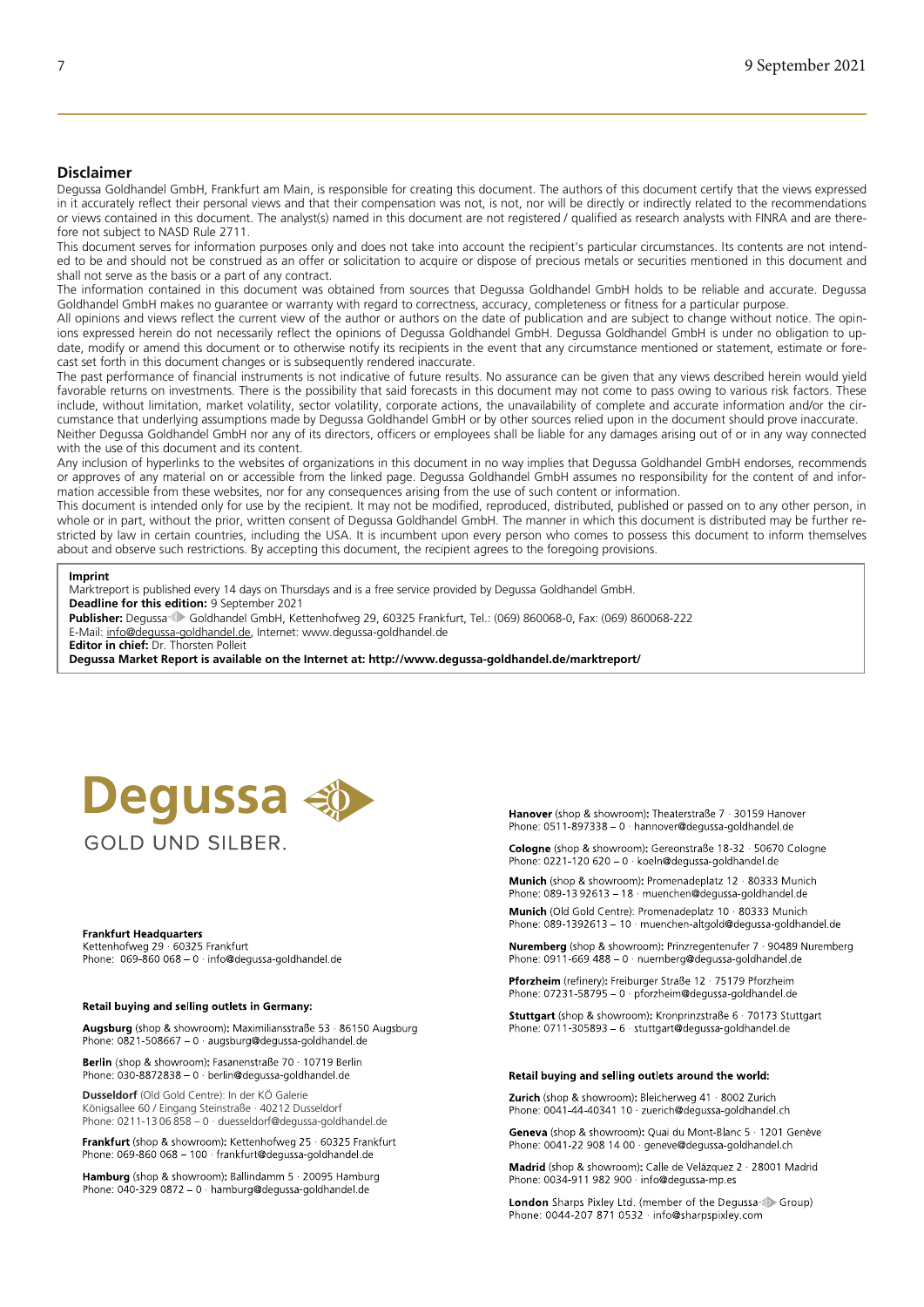## Disclaimer

Degussa Goldhandel GmbH, Frankfurt am Main, is responsible for creating this document. The authors of this document certify that the views expressed in it accurately reflect their personal views and that their compensation was not, is not, nor will be directly or indirectly related to the recommendations or views contained in this document. The analyst(s) named in this document are not registered / qualified as research analysts with FINRA and are therefore not subject to NASD Rule 2711.

This document serves for information purposes only and does not take into account the recipient's particular circumstances. Its contents are not intended to be and should not be construed as an offer or solicitation to acquire or dispose of precious metals or securities mentioned in this document and shall not serve as the basis or a part of any contract.

The information contained in this document was obtained from sources that Degussa Goldhandel GmbH holds to be reliable and accurate. Degussa Goldhandel GmbH makes no guarantee or warranty with regard to correctness, accuracy, completeness or fitness for a particular purpose.

All opinions and views reflect the current view of the author or authors on the date of publication and are subject to change without notice. The opinions expressed herein do not necessarily reflect the opinions of Degussa Goldhandel GmbH. Degussa Goldhandel GmbH is under no obligation to update, modify or amend this document or to otherwise notify its recipients in the event that any circumstance mentioned or statement, estimate or forecast set forth in this document changes or is subsequently rendered inaccurate.

The past performance of financial instruments is not indicative of future results. No assurance can be given that any views described herein would yield favorable returns on investments. There is the possibility that said forecasts in this document may not come to pass owing to various risk factors. These include, without limitation, market volatility, sector volatility, corporate actions, the unavailability of complete and accurate information and/or the circumstance that underlying assumptions made by Degussa Goldhandel GmbH or by other sources relied upon in the document should prove inaccurate.

Neither Degussa Goldhandel GmbH nor any of its directors, officers or employees shall be liable for any damages arising out of or in any way connected with the use of this document and its content.

Any inclusion of hyperlinks to the websites of organizations in this document in no way implies that Degussa Goldhandel GmbH endorses, recommends or approves of any material on or accessible from the linked page. Degussa Goldhandel GmbH assumes no responsibility for the content of and information accessible from these websites, nor for any consequences arising from the use of such content or information.

This document is intended only for use by the recipient. It may not be modified, reproduced, distributed, published or passed on to any other person, in whole or in part, without the prior, written consent of Degussa Goldhandel GmbH. The manner in which this document is distributed may be further restricted by law in certain countries, including the USA. It is incumbent upon every person who comes to possess this document to inform themselves about and observe such restrictions. By accepting this document, the recipient agrees to the foregoing provisions.

**Imprint**
Marktreport is published every 14 days on Thursdays and is a free service provided by Degussa Goldhandel GmbH.
**Deadline for this edition:** 9 September 2021
**Publisher:** Degussa Goldhandel GmbH, Kettenhofweg 29, 60325 Frankfurt, Tel.: (069) 860068-0, Fax: (069) 860068-222
E-Mail: info@degussa-goldhandel.de, Internet: www.degussa-goldhandel.de
**Editor in chief:** Dr. Thorsten Polleit
**Degussa Market Report is available on the Internet at: http://www.degussa-goldhandel.de/marktreport/**

Degussa
GOLD UND SILBER.

**Frankfurt Headquarters**
Kettenhofweg 29 · 60325 Frankfurt
Phone: 069-860 068 – 0 · info@degussa-goldhandel.de

**Retail buying and selling outlets in Germany:**

**Augsburg** (shop & showroom)**:** Maximiliansstraße 53 · 86150 Augsburg
Phone: 0821-508667 – 0 · augsburg@degussa-goldhandel.de

**Berlin** (shop & showroom)**:** Fasanenstraße 70 · 10719 Berlin
Phone: 030-8872838 – 0 · berlin@degussa-goldhandel.de

**Dusseldorf** (Old Gold Centre): In der KÖ Galerie
Königsallee 60 / Eingang Steinstraße · 40212 Dusseldorf
Phone: 0211-13 06 858 – 0 · duesseldorf@degussa-goldhandel.de

**Frankfurt** (shop & showroom)**:** Kettenhofweg 25 · 60325 Frankfurt
Phone: 069-860 068 – 100 · frankfurt@degussa-goldhandel.de

**Hamburg** (shop & showroom)**:** Ballindamm 5 · 20095 Hamburg
Phone: 040-329 0872 – 0 · hamburg@degussa-goldhandel.de

**Hanover** (shop & showroom)**:** Theaterstraße 7 · 30159 Hanover
Phone: 0511-897338 – 0 · hannover@degussa-goldhandel.de

**Cologne** (shop & showroom)**:** Gereonstraße 18-32 · 50670 Cologne
Phone: 0221-120 620 – 0 · koeln@degussa-goldhandel.de

**Munich** (shop & showroom)**:** Promenadeplatz 12 · 80333 Munich
Phone: 089-13 92613 – 18 · muenchen@degussa-goldhandel.de

**Munich** (Old Gold Centre): Promenadeplatz 10 · 80333 Munich
Phone: 089-1392613 – 10 · muenchen-altgold@degussa-goldhandel.de

**Nuremberg** (shop & showroom)**:** Prinzregentenufer 7 · 90489 Nuremberg
Phone: 0911-669 488 – 0 · nuernberg@degussa-goldhandel.de

**Pforzheim** (refinery)**:** Freiburger Straße 12 · 75179 Pforzheim
Phone: 07231-58795 – 0 · pforzheim@degussa-goldhandel.de

**Stuttgart** (shop & showroom)**:** Kronprinzstraße 6 · 70173 Stuttgart
Phone: 0711-305893 – 6 · stuttgart@degussa-goldhandel.de

**Retail buying and selling outlets around the world:**

**Zurich** (shop & showroom)**:** Bleicherweg 41 · 8002 Zurich
Phone: 0041-44-40341 10 · zuerich@degussa-goldhandel.ch

**Geneva** (shop & showroom)**:** Quai du Mont-Blanc 5 · 1201 Genève
Phone: 0041-22 908 14 00 · geneve@degussa-goldhandel.ch

**Madrid** (shop & showroom)**:** Calle de Velázquez 2 · 28001 Madrid
Phone: 0034-911 982 900 · info@degussa-mp.es

**London** Sharps Pixley Ltd. (member of the Degussa Group)
Phone: 0044-207 871 0532 · info@sharpspixley.com